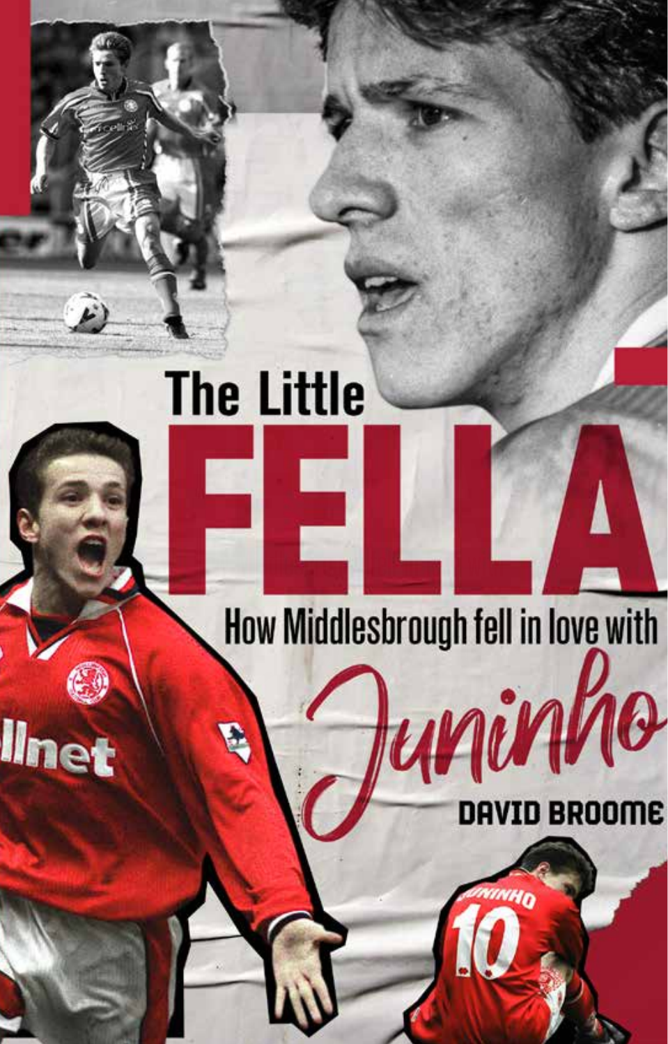# The Little FELLA

## How Middlesbrough fell in love with Juninho

DAVID BROOME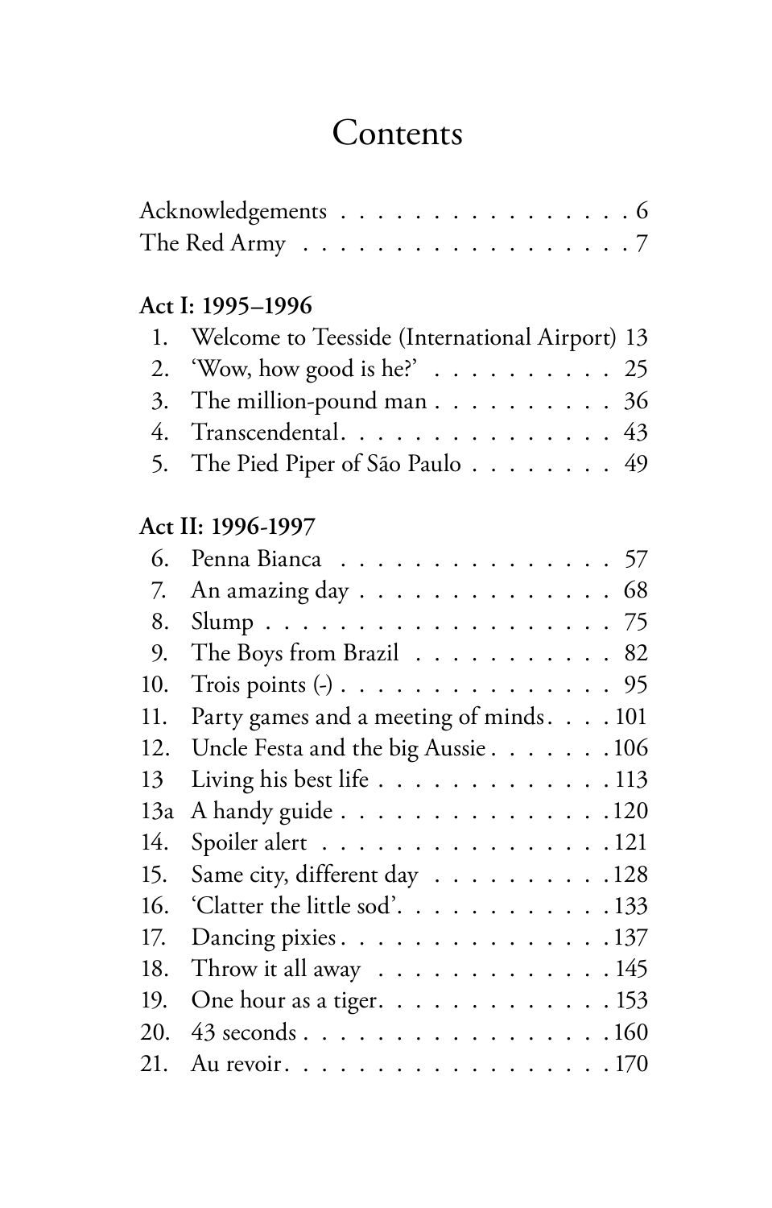# Contents

Acknowledgements . . . . . . . . . . . . . . . . 6
The Red Army . . . . . . . . . . . . . . . . . . . 7

**Act I: 1995–1996**

1. Welcome to Teesside (International Airport) 13
2. 'Wow, how good is he?' . . . . . . . . . . 25
3. The million-pound man . . . . . . . . . . 36
4. Transcendental. . . . . . . . . . . . . . . 43
5. The Pied Piper of São Paulo . . . . . . . . 49

**Act II: 1996-1997**

6. Penna Bianca . . . . . . . . . . . . . . . 57
7. An amazing day . . . . . . . . . . . . . . 68
8. Slump . . . . . . . . . . . . . . . . . . . 75
9. The Boys from Brazil . . . . . . . . . . . 82
10. Trois points (-) . . . . . . . . . . . . . . . 95
11. Party games and a meeting of minds. . . . 101
12. Uncle Festa and the big Aussie . . . . . . . 106
13 Living his best life . . . . . . . . . . . . . 113
13a A handy guide . . . . . . . . . . . . . . . 120
14. Spoiler alert . . . . . . . . . . . . . . . . 121
15. Same city, different day . . . . . . . . . 128
16. 'Clatter the little sod'. . . . . . . . . . . 133
17. Dancing pixies . . . . . . . . . . . . . . . 137
18. Throw it all away . . . . . . . . . . . . . 145
19. One hour as a tiger. . . . . . . . . . . . 153
20. 43 seconds . . . . . . . . . . . . . . . . . 160
21. Au revoir. . . . . . . . . . . . . . . . . . 170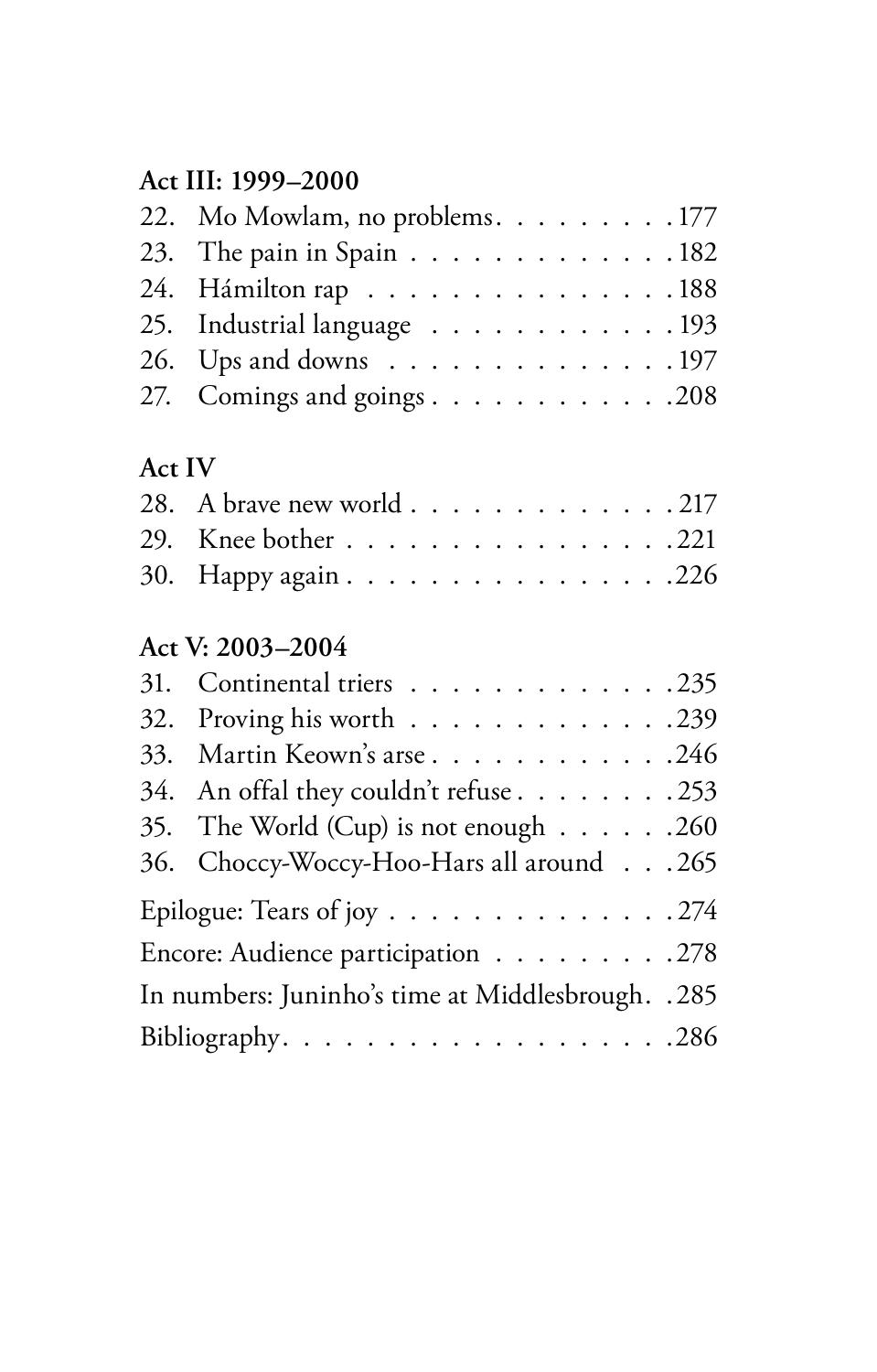**Act III: 1999–2000**

22. Mo Mowlam, no problems . . . . . . . . . 177
23. The pain in Spain . . . . . . . . . . . . . 182
24. Hámilton rap . . . . . . . . . . . . . . . 188
25. Industrial language . . . . . . . . . . . . 193
26. Ups and downs . . . . . . . . . . . . . . 197
27. Comings and goings . . . . . . . . . . . 208

**Act IV**

28. A brave new world . . . . . . . . . . . . . 217
29. Knee bother . . . . . . . . . . . . . . . . 221
30. Happy again . . . . . . . . . . . . . . . 226

**Act V: 2003–2004**

31. Continental triers . . . . . . . . . . . . . 235
32. Proving his worth . . . . . . . . . . . . 239
33. Martin Keown's arse . . . . . . . . . . . 246
34. An offal they couldn't refuse . . . . . . . . 253
35. The World (Cup) is not enough . . . . . . 260
36. Choccy-Woccy-Hoo-Hars all around . . . 265

Epilogue: Tears of joy . . . . . . . . . . . . . 274

Encore: Audience participation . . . . . . . . . 278

In numbers: Juninho's time at Middlesbrough . . 285

Bibliography . . . . . . . . . . . . . . . . . . 286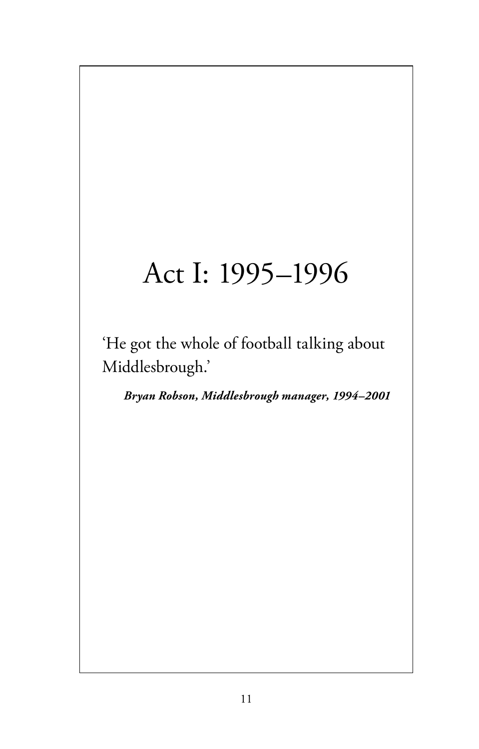# Act I: 1995–1996

'He got the whole of football talking about Middlesbrough.'

***Bryan Robson, Middlesbrough manager, 1994–2001***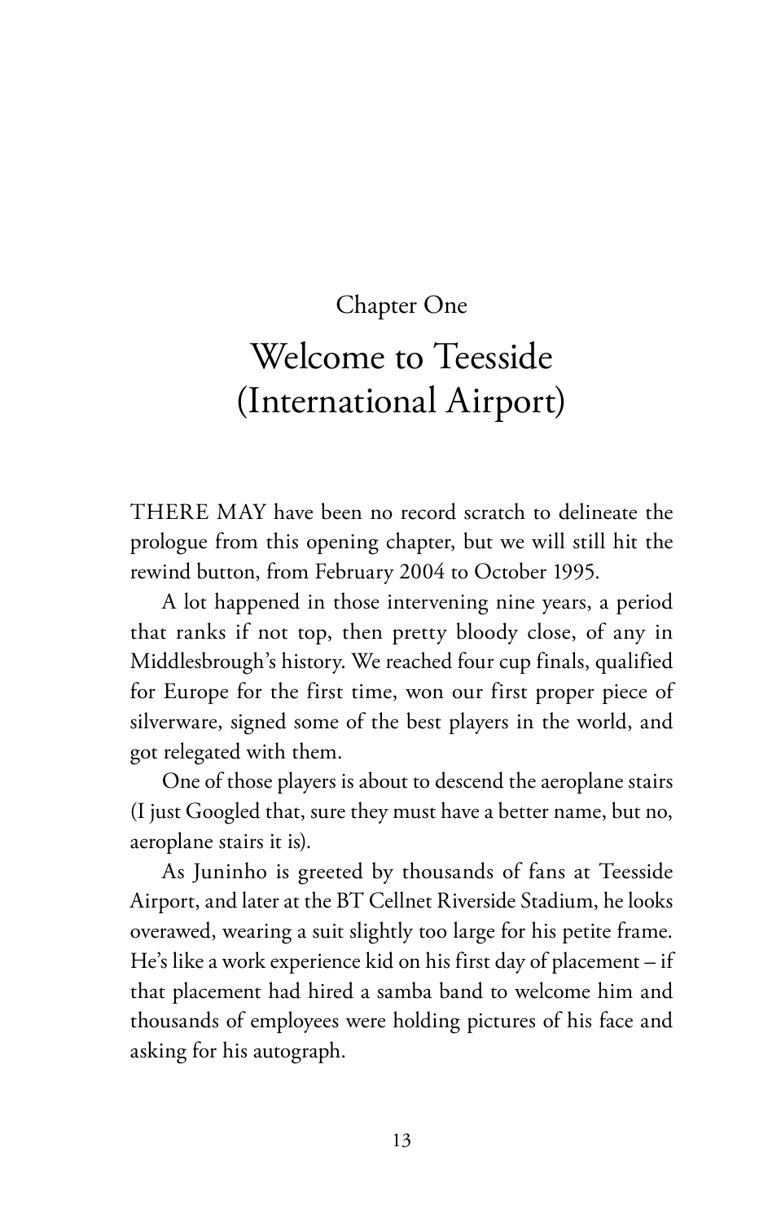# Chapter One

# Welcome to Teesside (International Airport)

THERE MAY have been no record scratch to delineate the prologue from this opening chapter, but we will still hit the rewind button, from February 2004 to October 1995.

A lot happened in those intervening nine years, a period that ranks if not top, then pretty bloody close, of any in Middlesbrough's history. We reached four cup finals, qualified for Europe for the first time, won our first proper piece of silverware, signed some of the best players in the world, and got relegated with them.

One of those players is about to descend the aeroplane stairs (I just Googled that, sure they must have a better name, but no, aeroplane stairs it is).

As Juninho is greeted by thousands of fans at Teesside Airport, and later at the BT Cellnet Riverside Stadium, he looks overawed, wearing a suit slightly too large for his petite frame. He's like a work experience kid on his first day of placement – if that placement had hired a samba band to welcome him and thousands of employees were holding pictures of his face and asking for his autograph.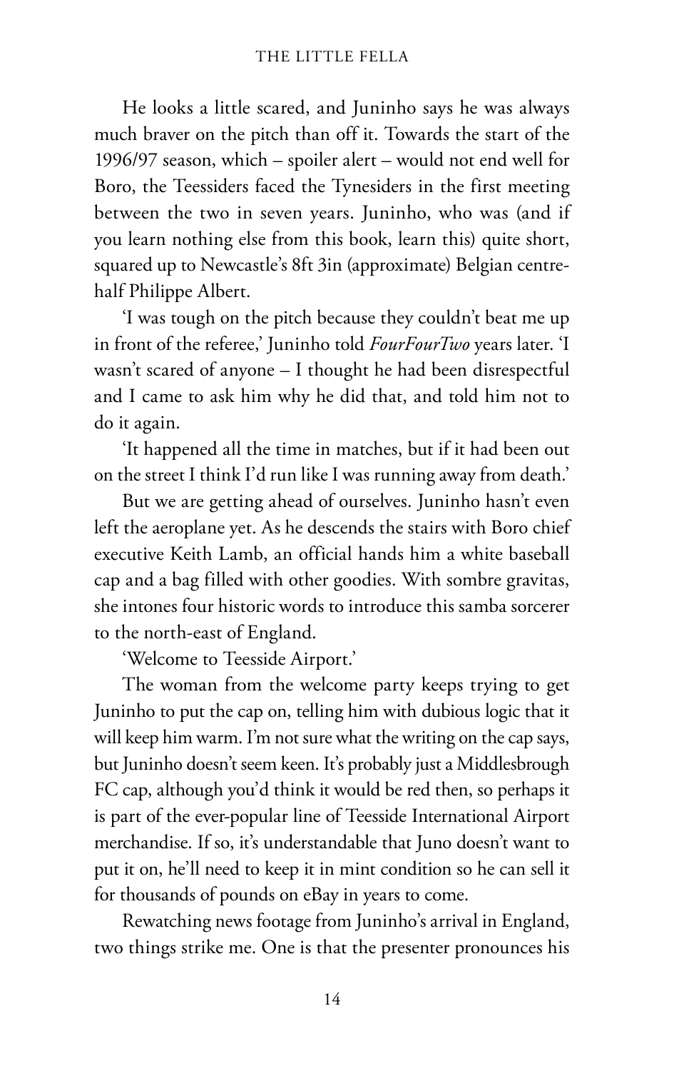He looks a little scared, and Juninho says he was always much braver on the pitch than off it. Towards the start of the 1996/97 season, which – spoiler alert – would not end well for Boro, the Teessiders faced the Tynesiders in the first meeting between the two in seven years. Juninho, who was (and if you learn nothing else from this book, learn this) quite short, squared up to Newcastle's 8ft 3in (approximate) Belgian centre-half Philippe Albert.

'I was tough on the pitch because they couldn't beat me up in front of the referee,' Juninho told *FourFourTwo* years later. 'I wasn't scared of anyone – I thought he had been disrespectful and I came to ask him why he did that, and told him not to do it again.

'It happened all the time in matches, but if it had been out on the street I think I'd run like I was running away from death.'

But we are getting ahead of ourselves. Juninho hasn't even left the aeroplane yet. As he descends the stairs with Boro chief executive Keith Lamb, an official hands him a white baseball cap and a bag filled with other goodies. With sombre gravitas, she intones four historic words to introduce this samba sorcerer to the north-east of England.

'Welcome to Teesside Airport.'

The woman from the welcome party keeps trying to get Juninho to put the cap on, telling him with dubious logic that it will keep him warm. I'm not sure what the writing on the cap says, but Juninho doesn't seem keen. It's probably just a Middlesbrough FC cap, although you'd think it would be red then, so perhaps it is part of the ever-popular line of Teesside International Airport merchandise. If so, it's understandable that Juno doesn't want to put it on, he'll need to keep it in mint condition so he can sell it for thousands of pounds on eBay in years to come.

Rewatching news footage from Juninho's arrival in England, two things strike me. One is that the presenter pronounces his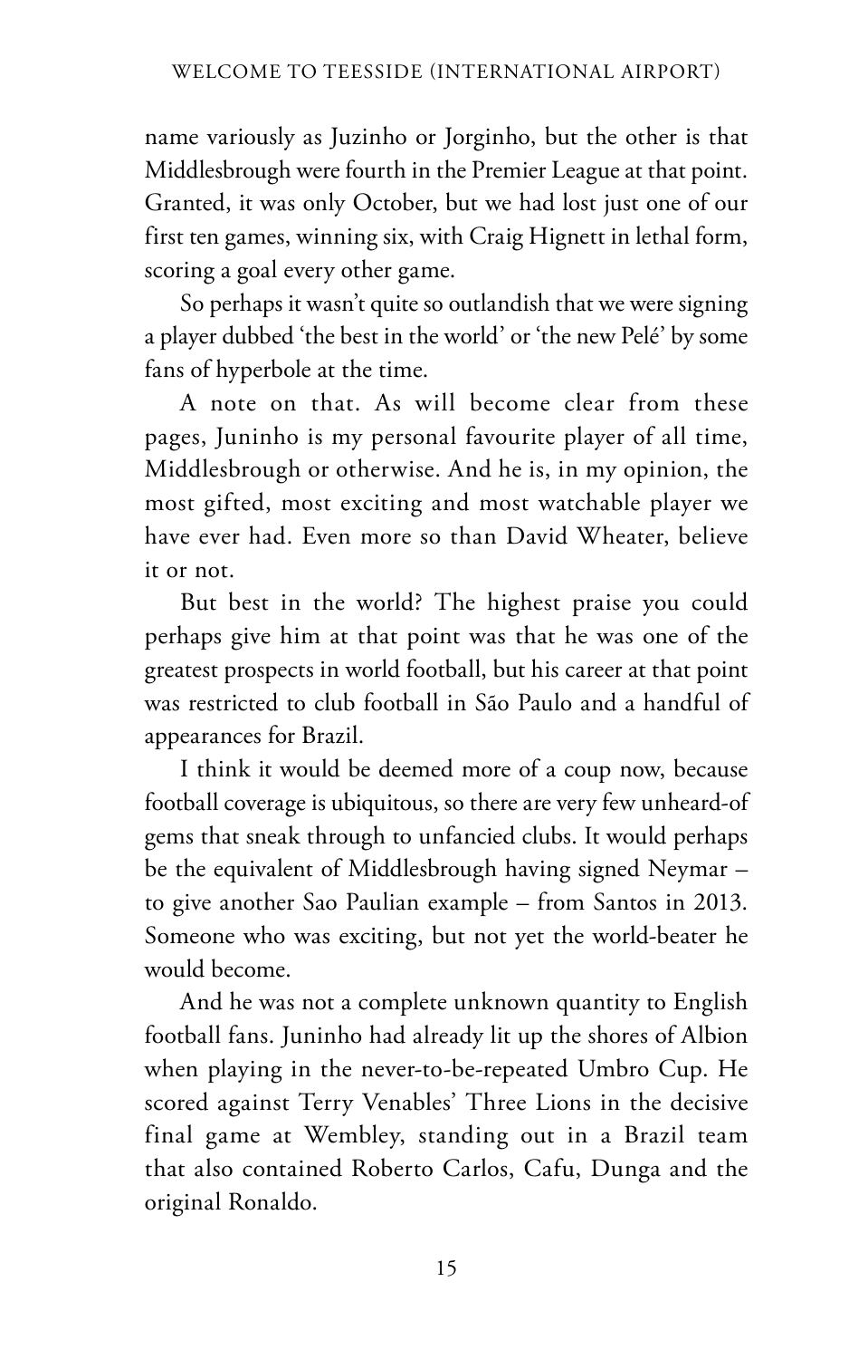name variously as Juzinho or Jorginho, but the other is that Middlesbrough were fourth in the Premier League at that point. Granted, it was only October, but we had lost just one of our first ten games, winning six, with Craig Hignett in lethal form, scoring a goal every other game.

So perhaps it wasn't quite so outlandish that we were signing a player dubbed 'the best in the world' or 'the new Pelé' by some fans of hyperbole at the time.

A note on that. As will become clear from these pages, Juninho is my personal favourite player of all time, Middlesbrough or otherwise. And he is, in my opinion, the most gifted, most exciting and most watchable player we have ever had. Even more so than David Wheater, believe it or not.

But best in the world? The highest praise you could perhaps give him at that point was that he was one of the greatest prospects in world football, but his career at that point was restricted to club football in São Paulo and a handful of appearances for Brazil.

I think it would be deemed more of a coup now, because football coverage is ubiquitous, so there are very few unheard-of gems that sneak through to unfancied clubs. It would perhaps be the equivalent of Middlesbrough having signed Neymar – to give another Sao Paulian example – from Santos in 2013. Someone who was exciting, but not yet the world-beater he would become.

And he was not a complete unknown quantity to English football fans. Juninho had already lit up the shores of Albion when playing in the never-to-be-repeated Umbro Cup. He scored against Terry Venables' Three Lions in the decisive final game at Wembley, standing out in a Brazil team that also contained Roberto Carlos, Cafu, Dunga and the original Ronaldo.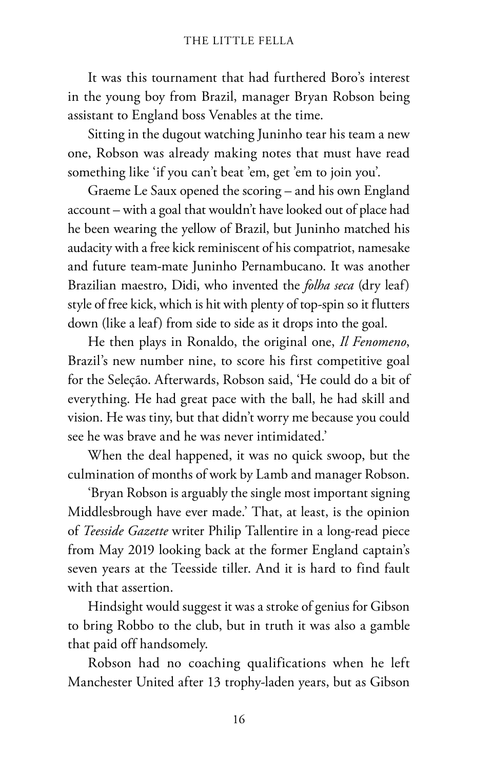It was this tournament that had furthered Boro's interest in the young boy from Brazil, manager Bryan Robson being assistant to England boss Venables at the time.

Sitting in the dugout watching Juninho tear his team a new one, Robson was already making notes that must have read something like 'if you can't beat 'em, get 'em to join you'.

Graeme Le Saux opened the scoring – and his own England account – with a goal that wouldn't have looked out of place had he been wearing the yellow of Brazil, but Juninho matched his audacity with a free kick reminiscent of his compatriot, namesake and future team-mate Juninho Pernambucano. It was another Brazilian maestro, Didi, who invented the *folha seca* (dry leaf) style of free kick, which is hit with plenty of top-spin so it flutters down (like a leaf) from side to side as it drops into the goal.

He then plays in Ronaldo, the original one, *Il Fenomeno*, Brazil's new number nine, to score his first competitive goal for the Seleção. Afterwards, Robson said, 'He could do a bit of everything. He had great pace with the ball, he had skill and vision. He was tiny, but that didn't worry me because you could see he was brave and he was never intimidated.'

When the deal happened, it was no quick swoop, but the culmination of months of work by Lamb and manager Robson.

'Bryan Robson is arguably the single most important signing Middlesbrough have ever made.' That, at least, is the opinion of *Teesside Gazette* writer Philip Tallentire in a long-read piece from May 2019 looking back at the former England captain's seven years at the Teesside tiller. And it is hard to find fault with that assertion.

Hindsight would suggest it was a stroke of genius for Gibson to bring Robbo to the club, but in truth it was also a gamble that paid off handsomely.

Robson had no coaching qualifications when he left Manchester United after 13 trophy-laden years, but as Gibson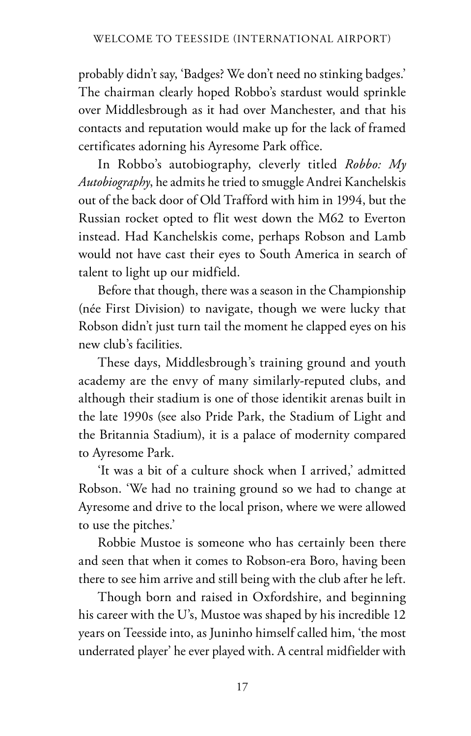probably didn't say, 'Badges? We don't need no stinking badges.' The chairman clearly hoped Robbo's stardust would sprinkle over Middlesbrough as it had over Manchester, and that his contacts and reputation would make up for the lack of framed certificates adorning his Ayresome Park office.

In Robbo's autobiography, cleverly titled *Robbo: My Autobiography*, he admits he tried to smuggle Andrei Kanchelskis out of the back door of Old Trafford with him in 1994, but the Russian rocket opted to flit west down the M62 to Everton instead. Had Kanchelskis come, perhaps Robson and Lamb would not have cast their eyes to South America in search of talent to light up our midfield.

Before that though, there was a season in the Championship (née First Division) to navigate, though we were lucky that Robson didn't just turn tail the moment he clapped eyes on his new club's facilities.

These days, Middlesbrough's training ground and youth academy are the envy of many similarly-reputed clubs, and although their stadium is one of those identikit arenas built in the late 1990s (see also Pride Park, the Stadium of Light and the Britannia Stadium), it is a palace of modernity compared to Ayresome Park.

'It was a bit of a culture shock when I arrived,' admitted Robson. 'We had no training ground so we had to change at Ayresome and drive to the local prison, where we were allowed to use the pitches.'

Robbie Mustoe is someone who has certainly been there and seen that when it comes to Robson-era Boro, having been there to see him arrive and still being with the club after he left.

Though born and raised in Oxfordshire, and beginning his career with the U's, Mustoe was shaped by his incredible 12 years on Teesside into, as Juninho himself called him, 'the most underrated player' he ever played with. A central midfielder with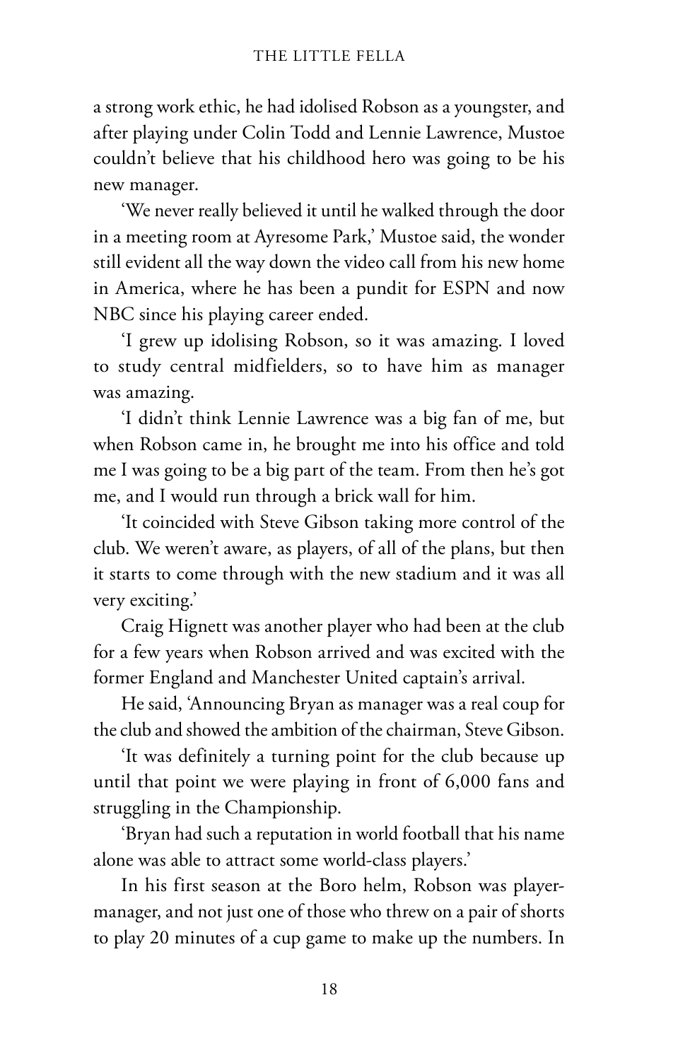a strong work ethic, he had idolised Robson as a youngster, and after playing under Colin Todd and Lennie Lawrence, Mustoe couldn't believe that his childhood hero was going to be his new manager.

'We never really believed it until he walked through the door in a meeting room at Ayresome Park,' Mustoe said, the wonder still evident all the way down the video call from his new home in America, where he has been a pundit for ESPN and now NBC since his playing career ended.

'I grew up idolising Robson, so it was amazing. I loved to study central midfielders, so to have him as manager was amazing.

'I didn't think Lennie Lawrence was a big fan of me, but when Robson came in, he brought me into his office and told me I was going to be a big part of the team. From then he's got me, and I would run through a brick wall for him.

'It coincided with Steve Gibson taking more control of the club. We weren't aware, as players, of all of the plans, but then it starts to come through with the new stadium and it was all very exciting.'

Craig Hignett was another player who had been at the club for a few years when Robson arrived and was excited with the former England and Manchester United captain's arrival.

He said, 'Announcing Bryan as manager was a real coup for the club and showed the ambition of the chairman, Steve Gibson.

'It was definitely a turning point for the club because up until that point we were playing in front of 6,000 fans and struggling in the Championship.

'Bryan had such a reputation in world football that his name alone was able to attract some world-class players.'

In his first season at the Boro helm, Robson was player-manager, and not just one of those who threw on a pair of shorts to play 20 minutes of a cup game to make up the numbers. In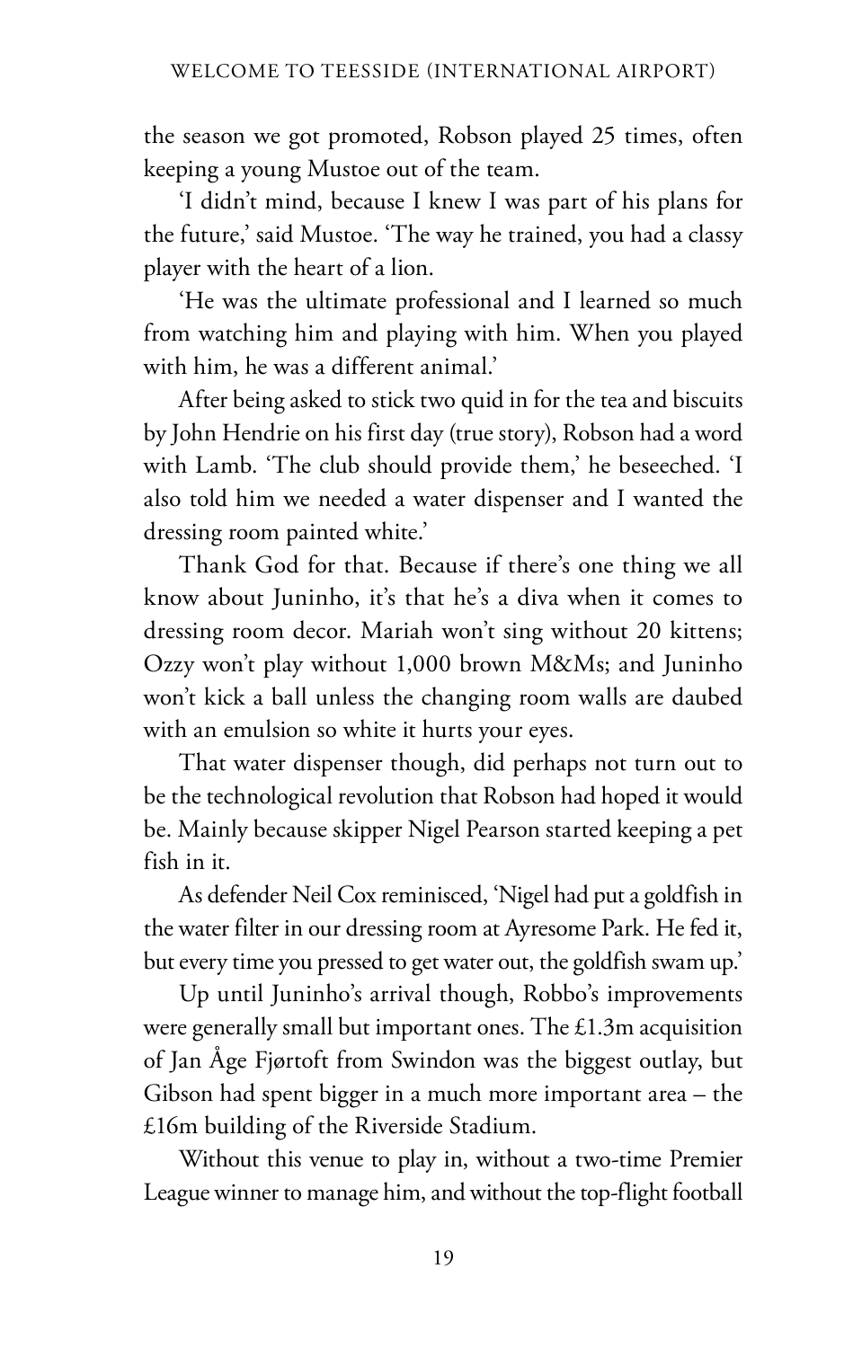the season we got promoted, Robson played 25 times, often keeping a young Mustoe out of the team.

'I didn't mind, because I knew I was part of his plans for the future,' said Mustoe. 'The way he trained, you had a classy player with the heart of a lion.

'He was the ultimate professional and I learned so much from watching him and playing with him. When you played with him, he was a different animal.'

After being asked to stick two quid in for the tea and biscuits by John Hendrie on his first day (true story), Robson had a word with Lamb. 'The club should provide them,' he beseeched. 'I also told him we needed a water dispenser and I wanted the dressing room painted white.'

Thank God for that. Because if there's one thing we all know about Juninho, it's that he's a diva when it comes to dressing room decor. Mariah won't sing without 20 kittens; Ozzy won't play without 1,000 brown M&Ms; and Juninho won't kick a ball unless the changing room walls are daubed with an emulsion so white it hurts your eyes.

That water dispenser though, did perhaps not turn out to be the technological revolution that Robson had hoped it would be. Mainly because skipper Nigel Pearson started keeping a pet fish in it.

As defender Neil Cox reminisced, 'Nigel had put a goldfish in the water filter in our dressing room at Ayresome Park. He fed it, but every time you pressed to get water out, the goldfish swam up.'

Up until Juninho's arrival though, Robbo's improvements were generally small but important ones. The £1.3m acquisition of Jan Åge Fjørtoft from Swindon was the biggest outlay, but Gibson had spent bigger in a much more important area – the £16m building of the Riverside Stadium.

Without this venue to play in, without a two-time Premier League winner to manage him, and without the top-flight football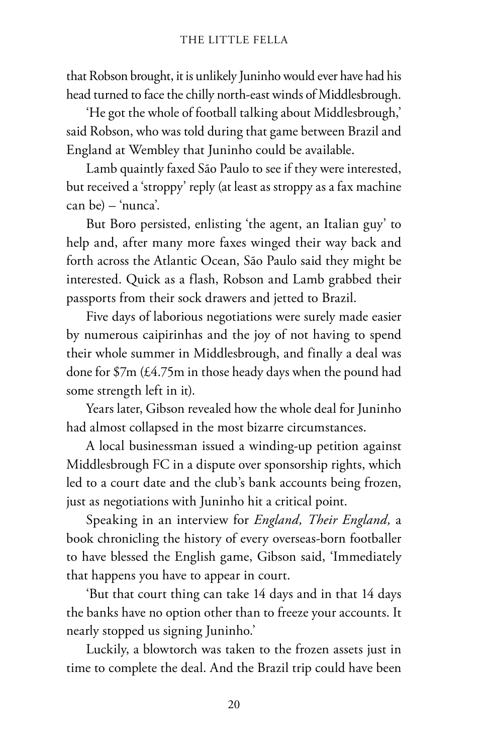that Robson brought, it is unlikely Juninho would ever have had his head turned to face the chilly north-east winds of Middlesbrough.

'He got the whole of football talking about Middlesbrough,' said Robson, who was told during that game between Brazil and England at Wembley that Juninho could be available.

Lamb quaintly faxed São Paulo to see if they were interested, but received a 'stroppy' reply (at least as stroppy as a fax machine can be) – 'nunca'.

But Boro persisted, enlisting 'the agent, an Italian guy' to help and, after many more faxes winged their way back and forth across the Atlantic Ocean, São Paulo said they might be interested. Quick as a flash, Robson and Lamb grabbed their passports from their sock drawers and jetted to Brazil.

Five days of laborious negotiations were surely made easier by numerous caipirinhas and the joy of not having to spend their whole summer in Middlesbrough, and finally a deal was done for $7m (£4.75m in those heady days when the pound had some strength left in it).

Years later, Gibson revealed how the whole deal for Juninho had almost collapsed in the most bizarre circumstances.

A local businessman issued a winding-up petition against Middlesbrough FC in a dispute over sponsorship rights, which led to a court date and the club's bank accounts being frozen, just as negotiations with Juninho hit a critical point.

Speaking in an interview for *England, Their England,* a book chronicling the history of every overseas-born footballer to have blessed the English game, Gibson said, 'Immediately that happens you have to appear in court.

'But that court thing can take 14 days and in that 14 days the banks have no option other than to freeze your accounts. It nearly stopped us signing Juninho.'

Luckily, a blowtorch was taken to the frozen assets just in time to complete the deal. And the Brazil trip could have been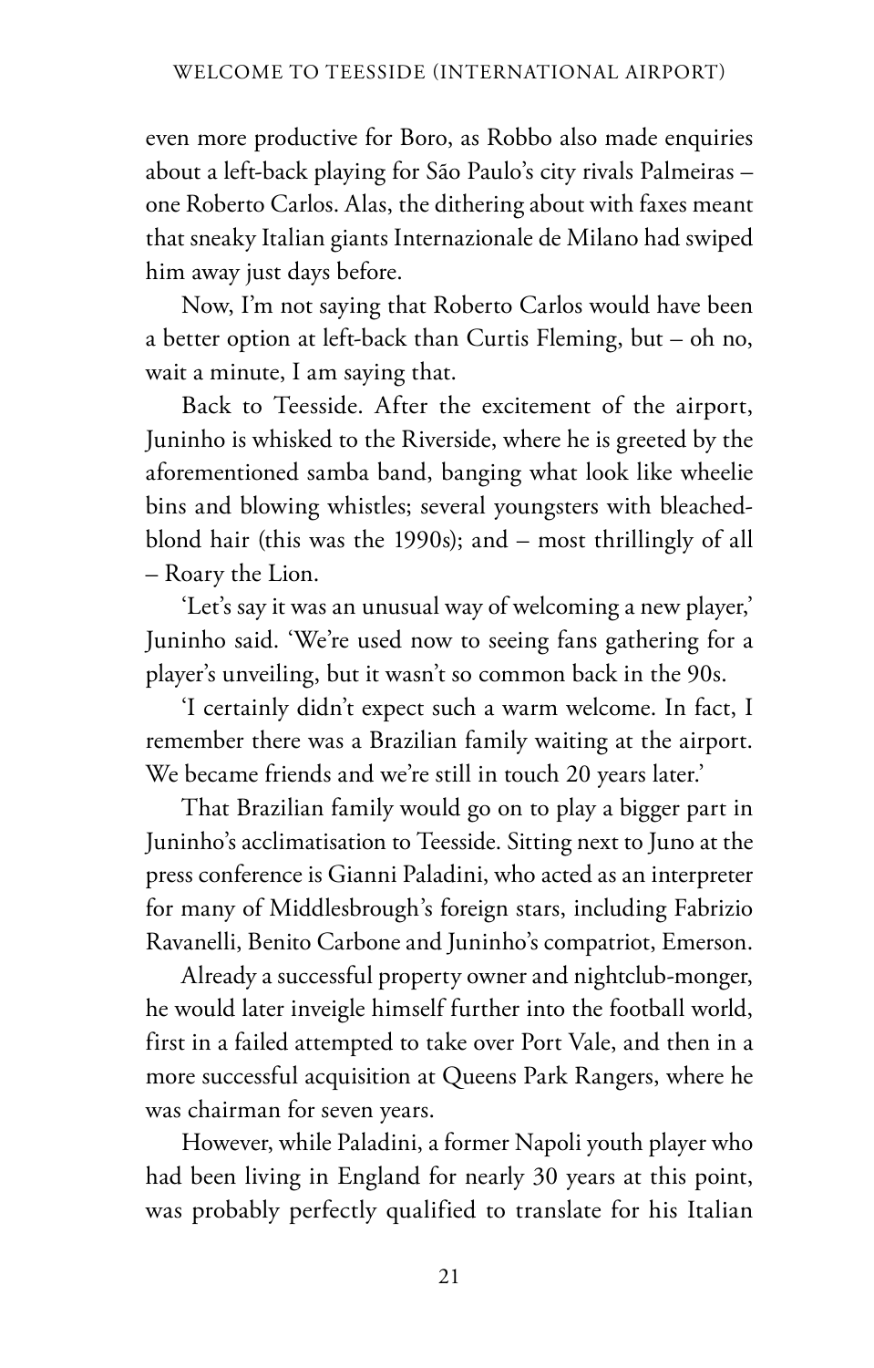even more productive for Boro, as Robbo also made enquiries about a left-back playing for São Paulo's city rivals Palmeiras – one Roberto Carlos. Alas, the dithering about with faxes meant that sneaky Italian giants Internazionale de Milano had swiped him away just days before.

Now, I'm not saying that Roberto Carlos would have been a better option at left-back than Curtis Fleming, but – oh no, wait a minute, I am saying that.

Back to Teesside. After the excitement of the airport, Juninho is whisked to the Riverside, where he is greeted by the aforementioned samba band, banging what look like wheelie bins and blowing whistles; several youngsters with bleached-blond hair (this was the 1990s); and – most thrillingly of all – Roary the Lion.

'Let's say it was an unusual way of welcoming a new player,' Juninho said. 'We're used now to seeing fans gathering for a player's unveiling, but it wasn't so common back in the 90s.

'I certainly didn't expect such a warm welcome. In fact, I remember there was a Brazilian family waiting at the airport. We became friends and we're still in touch 20 years later.'

That Brazilian family would go on to play a bigger part in Juninho's acclimatisation to Teesside. Sitting next to Juno at the press conference is Gianni Paladini, who acted as an interpreter for many of Middlesbrough's foreign stars, including Fabrizio Ravanelli, Benito Carbone and Juninho's compatriot, Emerson.

Already a successful property owner and nightclub-monger, he would later inveigle himself further into the football world, first in a failed attempted to take over Port Vale, and then in a more successful acquisition at Queens Park Rangers, where he was chairman for seven years.

However, while Paladini, a former Napoli youth player who had been living in England for nearly 30 years at this point, was probably perfectly qualified to translate for his Italian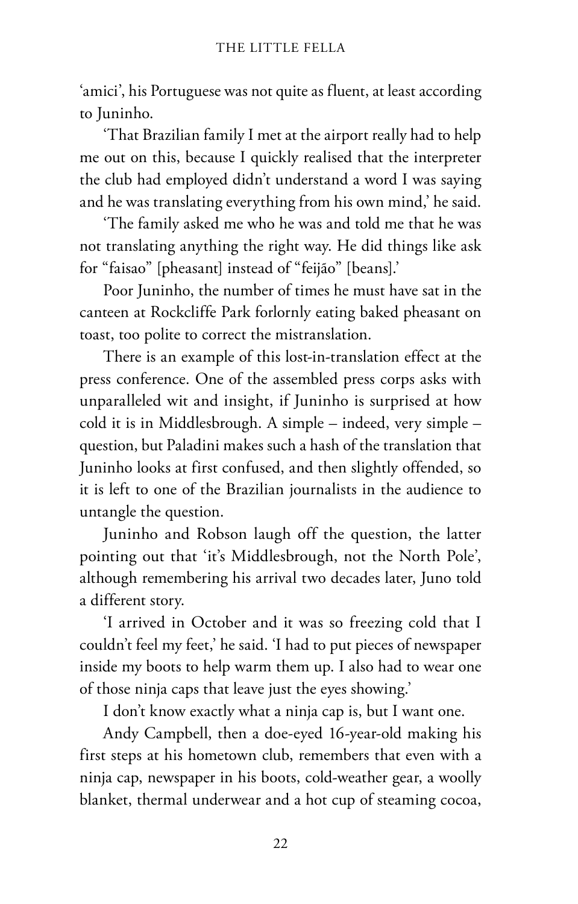'amici', his Portuguese was not quite as fluent, at least according to Juninho.

'That Brazilian family I met at the airport really had to help me out on this, because I quickly realised that the interpreter the club had employed didn't understand a word I was saying and he was translating everything from his own mind,' he said.

'The family asked me who he was and told me that he was not translating anything the right way. He did things like ask for "faisao" [pheasant] instead of "feijão" [beans].'

Poor Juninho, the number of times he must have sat in the canteen at Rockcliffe Park forlornly eating baked pheasant on toast, too polite to correct the mistranslation.

There is an example of this lost-in-translation effect at the press conference. One of the assembled press corps asks with unparalleled wit and insight, if Juninho is surprised at how cold it is in Middlesbrough. A simple – indeed, very simple – question, but Paladini makes such a hash of the translation that Juninho looks at first confused, and then slightly offended, so it is left to one of the Brazilian journalists in the audience to untangle the question.

Juninho and Robson laugh off the question, the latter pointing out that 'it's Middlesbrough, not the North Pole', although remembering his arrival two decades later, Juno told a different story.

'I arrived in October and it was so freezing cold that I couldn't feel my feet,' he said. 'I had to put pieces of newspaper inside my boots to help warm them up. I also had to wear one of those ninja caps that leave just the eyes showing.'

I don't know exactly what a ninja cap is, but I want one.

Andy Campbell, then a doe-eyed 16-year-old making his first steps at his hometown club, remembers that even with a ninja cap, newspaper in his boots, cold-weather gear, a woolly blanket, thermal underwear and a hot cup of steaming cocoa,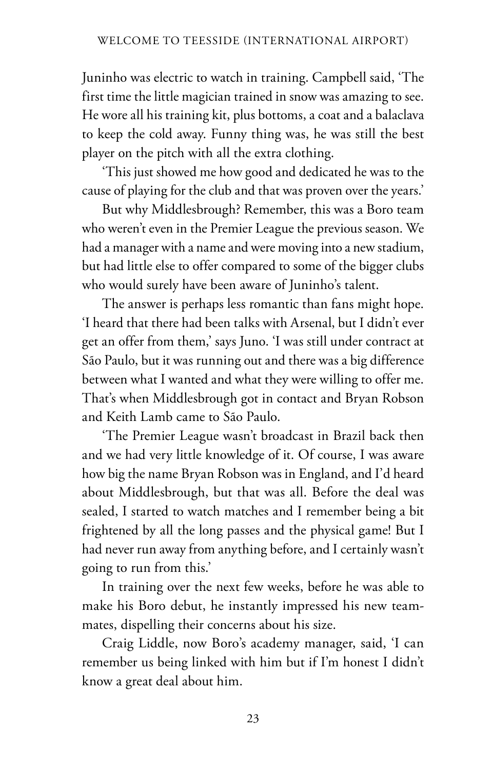Juninho was electric to watch in training. Campbell said, 'The first time the little magician trained in snow was amazing to see. He wore all his training kit, plus bottoms, a coat and a balaclava to keep the cold away. Funny thing was, he was still the best player on the pitch with all the extra clothing.

'This just showed me how good and dedicated he was to the cause of playing for the club and that was proven over the years.'

But why Middlesbrough? Remember, this was a Boro team who weren't even in the Premier League the previous season. We had a manager with a name and were moving into a new stadium, but had little else to offer compared to some of the bigger clubs who would surely have been aware of Juninho's talent.

The answer is perhaps less romantic than fans might hope. 'I heard that there had been talks with Arsenal, but I didn't ever get an offer from them,' says Juno. 'I was still under contract at São Paulo, but it was running out and there was a big difference between what I wanted and what they were willing to offer me. That's when Middlesbrough got in contact and Bryan Robson and Keith Lamb came to São Paulo.

'The Premier League wasn't broadcast in Brazil back then and we had very little knowledge of it. Of course, I was aware how big the name Bryan Robson was in England, and I'd heard about Middlesbrough, but that was all. Before the deal was sealed, I started to watch matches and I remember being a bit frightened by all the long passes and the physical game! But I had never run away from anything before, and I certainly wasn't going to run from this.'

In training over the next few weeks, before he was able to make his Boro debut, he instantly impressed his new teammates, dispelling their concerns about his size.

Craig Liddle, now Boro's academy manager, said, 'I can remember us being linked with him but if I'm honest I didn't know a great deal about him.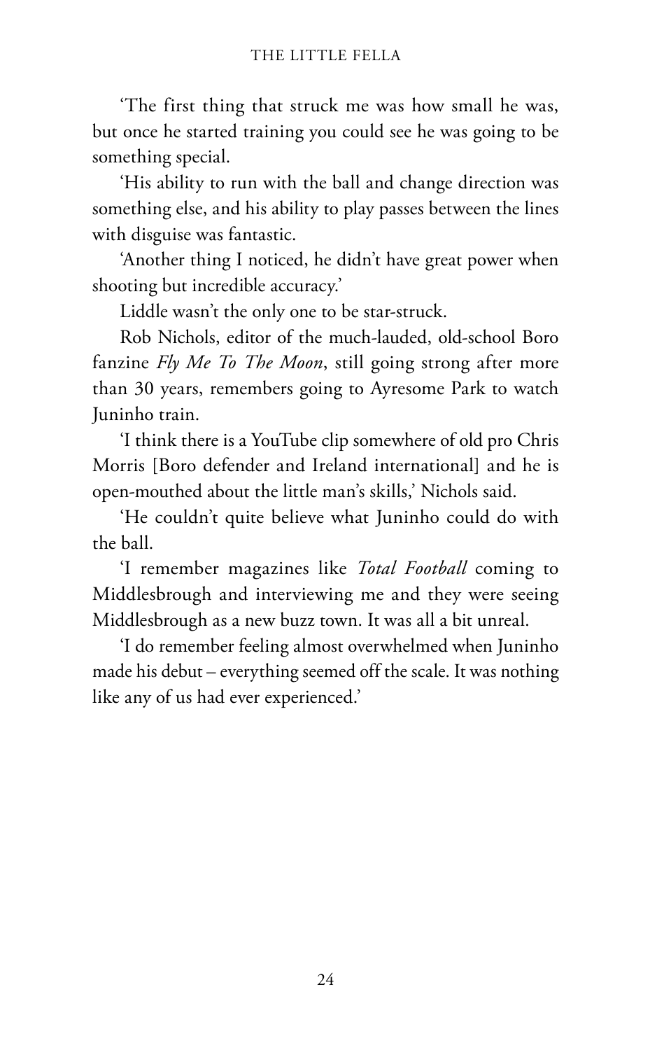'The first thing that struck me was how small he was, but once he started training you could see he was going to be something special.

'His ability to run with the ball and change direction was something else, and his ability to play passes between the lines with disguise was fantastic.

'Another thing I noticed, he didn't have great power when shooting but incredible accuracy.'

Liddle wasn't the only one to be star-struck.

Rob Nichols, editor of the much-lauded, old-school Boro fanzine *Fly Me To The Moon*, still going strong after more than 30 years, remembers going to Ayresome Park to watch Juninho train.

'I think there is a YouTube clip somewhere of old pro Chris Morris [Boro defender and Ireland international] and he is open-mouthed about the little man's skills,' Nichols said.

'He couldn't quite believe what Juninho could do with the ball.

'I remember magazines like *Total Football* coming to Middlesbrough and interviewing me and they were seeing Middlesbrough as a new buzz town. It was all a bit unreal.

'I do remember feeling almost overwhelmed when Juninho made his debut – everything seemed off the scale. It was nothing like any of us had ever experienced.'